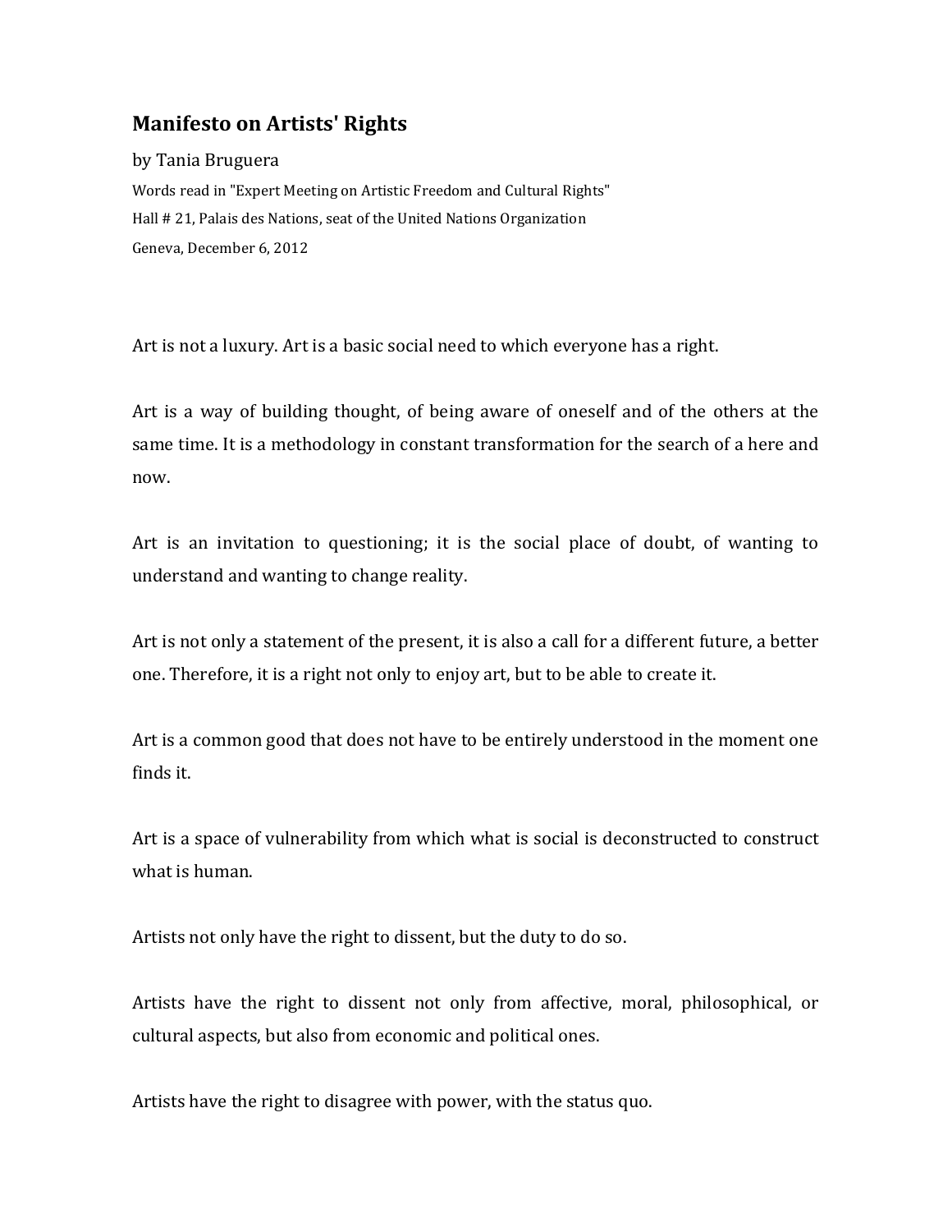# Manifesto on Artists' Rights

by Tania Bruguera

Words read in "Expert Meeting on Artistic Freedom and Cultural Rights"
Hall # 21, Palais des Nations, seat of the United Nations Organization
Geneva, December 6, 2012

Art is not a luxury. Art is a basic social need to which everyone has a right.

Art is a way of building thought, of being aware of oneself and of the others at the same time. It is a methodology in constant transformation for the search of a here and now.

Art is an invitation to questioning; it is the social place of doubt, of wanting to understand and wanting to change reality.

Art is not only a statement of the present, it is also a call for a different future, a better one. Therefore, it is a right not only to enjoy art, but to be able to create it.

Art is a common good that does not have to be entirely understood in the moment one finds it.

Art is a space of vulnerability from which what is social is deconstructed to construct what is human.

Artists not only have the right to dissent, but the duty to do so.

Artists have the right to dissent not only from affective, moral, philosophical, or cultural aspects, but also from economic and political ones.

Artists have the right to disagree with power, with the status quo.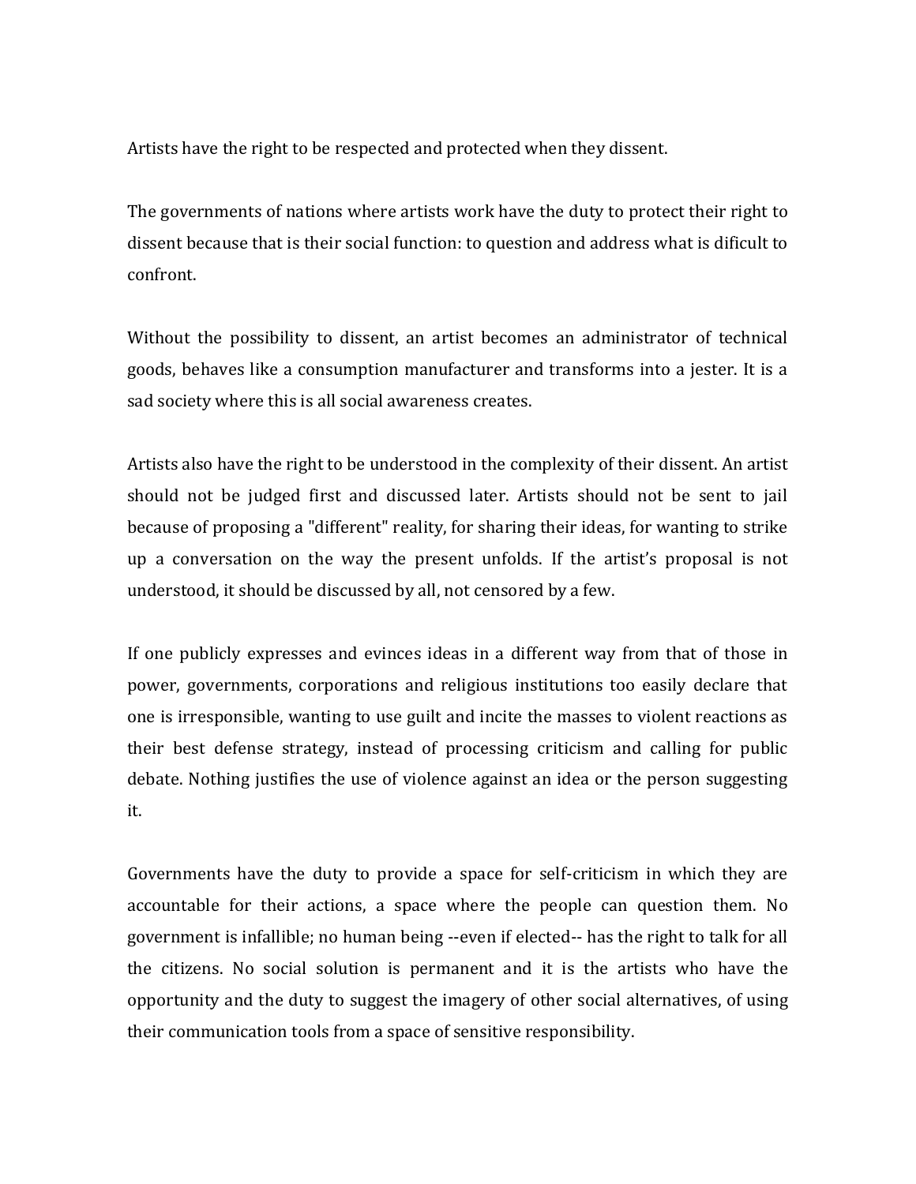Artists have the right to be respected and protected when they dissent.

The governments of nations where artists work have the duty to protect their right to dissent because that is their social function: to question and address what is dificult to confront.

Without the possibility to dissent, an artist becomes an administrator of technical goods, behaves like a consumption manufacturer and transforms into a jester. It is a sad society where this is all social awareness creates.

Artists also have the right to be understood in the complexity of their dissent. An artist should not be judged first and discussed later. Artists should not be sent to jail because of proposing a "different" reality, for sharing their ideas, for wanting to strike up a conversation on the way the present unfolds. If the artist's proposal is not understood, it should be discussed by all, not censored by a few.

If one publicly expresses and evinces ideas in a different way from that of those in power, governments, corporations and religious institutions too easily declare that one is irresponsible, wanting to use guilt and incite the masses to violent reactions as their best defense strategy, instead of processing criticism and calling for public debate. Nothing justifies the use of violence against an idea or the person suggesting it.

Governments have the duty to provide a space for self-criticism in which they are accountable for their actions, a space where the people can question them. No government is infallible; no human being --even if elected-- has the right to talk for all the citizens. No social solution is permanent and it is the artists who have the opportunity and the duty to suggest the imagery of other social alternatives, of using their communication tools from a space of sensitive responsibility.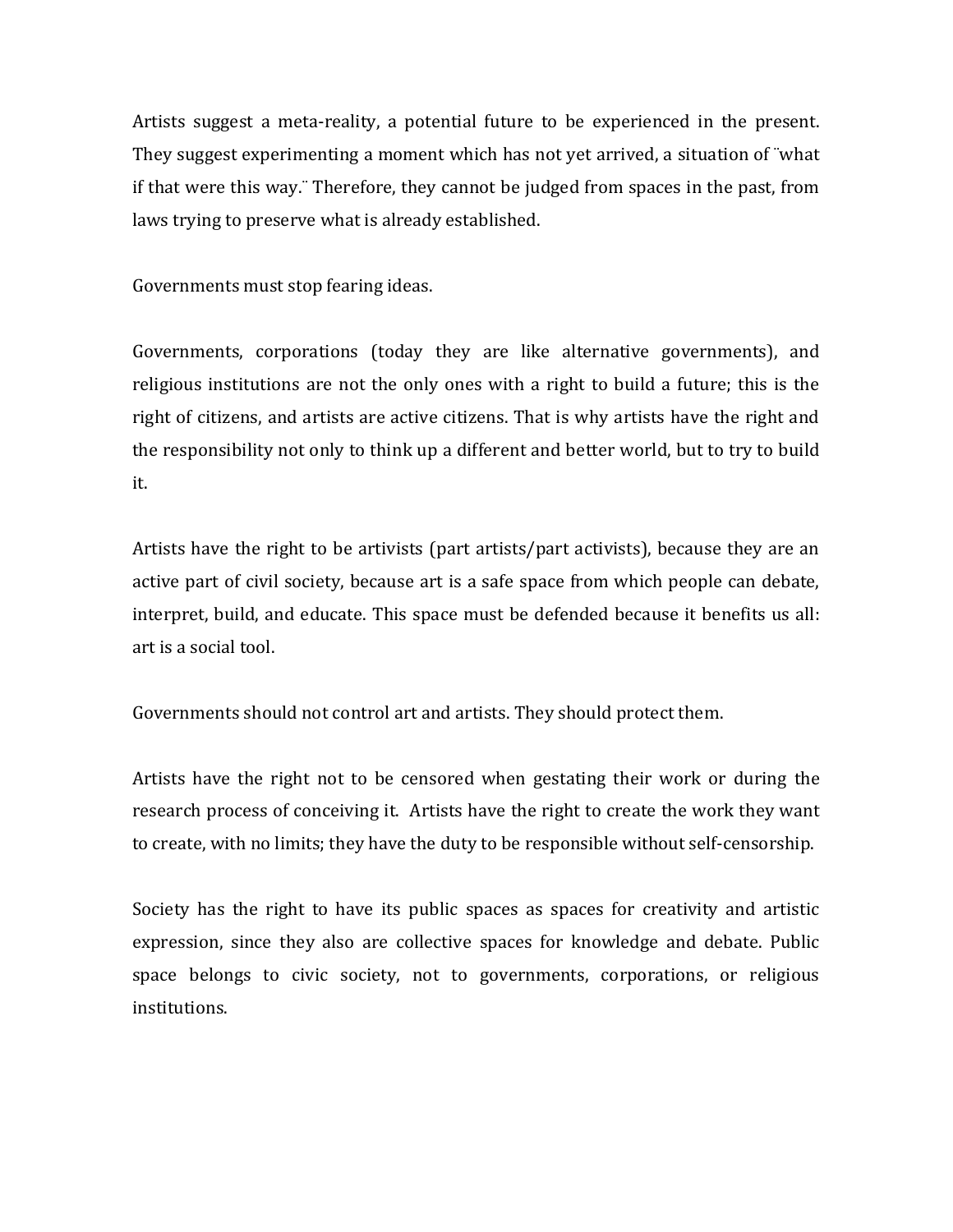Artists suggest a meta-reality, a potential future to be experienced in the present. They suggest experimenting a moment which has not yet arrived, a situation of ¨what if that were this way.¨ Therefore, they cannot be judged from spaces in the past, from laws trying to preserve what is already established.

Governments must stop fearing ideas.

Governments, corporations (today they are like alternative governments), and religious institutions are not the only ones with a right to build a future; this is the right of citizens, and artists are active citizens. That is why artists have the right and the responsibility not only to think up a different and better world, but to try to build it.

Artists have the right to be artivists (part artists/part activists), because they are an active part of civil society, because art is a safe space from which people can debate, interpret, build, and educate. This space must be defended because it benefits us all: art is a social tool.

Governments should not control art and artists. They should protect them.

Artists have the right not to be censored when gestating their work or during the research process of conceiving it. Artists have the right to create the work they want to create, with no limits; they have the duty to be responsible without self-censorship.

Society has the right to have its public spaces as spaces for creativity and artistic expression, since they also are collective spaces for knowledge and debate. Public space belongs to civic society, not to governments, corporations, or religious institutions.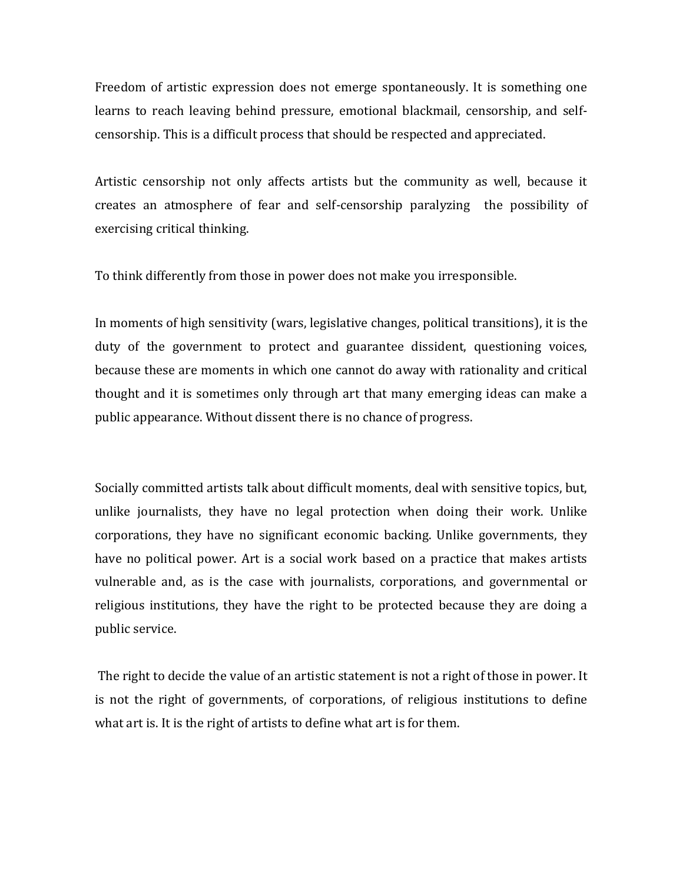Freedom of artistic expression does not emerge spontaneously. It is something one learns to reach leaving behind pressure, emotional blackmail, censorship, and self-censorship. This is a difficult process that should be respected and appreciated.

Artistic censorship not only affects artists but the community as well, because it creates an atmosphere of fear and self-censorship paralyzing the possibility of exercising critical thinking.

To think differently from those in power does not make you irresponsible.

In moments of high sensitivity (wars, legislative changes, political transitions), it is the duty of the government to protect and guarantee dissident, questioning voices, because these are moments in which one cannot do away with rationality and critical thought and it is sometimes only through art that many emerging ideas can make a public appearance. Without dissent there is no chance of progress.

Socially committed artists talk about difficult moments, deal with sensitive topics, but, unlike journalists, they have no legal protection when doing their work. Unlike corporations, they have no significant economic backing. Unlike governments, they have no political power. Art is a social work based on a practice that makes artists vulnerable and, as is the case with journalists, corporations, and governmental or religious institutions, they have the right to be protected because they are doing a public service.

The right to decide the value of an artistic statement is not a right of those in power. It is not the right of governments, of corporations, of religious institutions to define what art is. It is the right of artists to define what art is for them.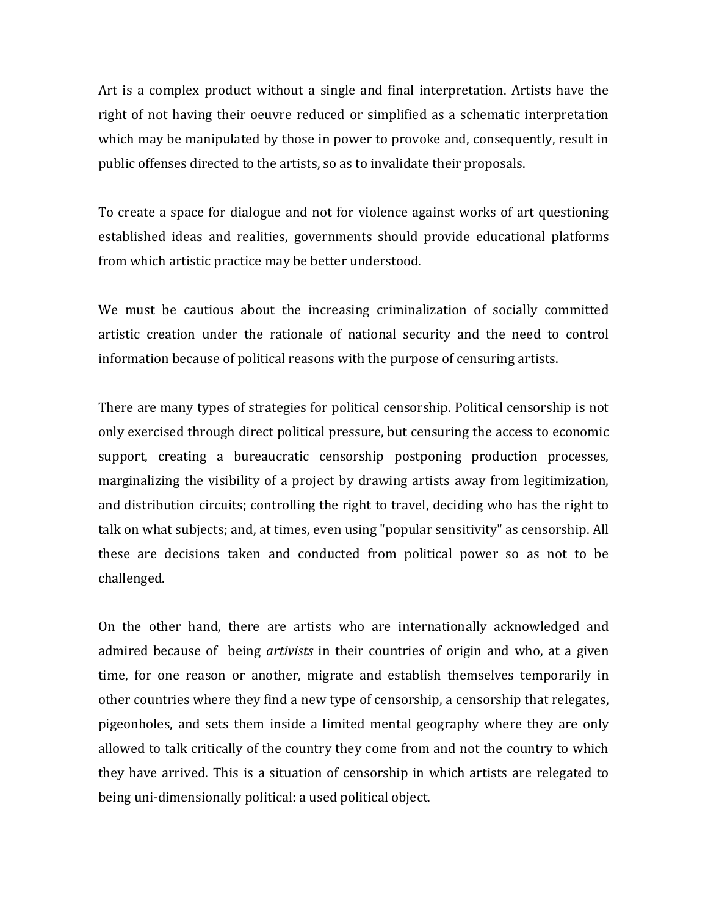Art is a complex product without a single and final interpretation. Artists have the right of not having their oeuvre reduced or simplified as a schematic interpretation which may be manipulated by those in power to provoke and, consequently, result in public offenses directed to the artists, so as to invalidate their proposals.

To create a space for dialogue and not for violence against works of art questioning established ideas and realities, governments should provide educational platforms from which artistic practice may be better understood.

We must be cautious about the increasing criminalization of socially committed artistic creation under the rationale of national security and the need to control information because of political reasons with the purpose of censuring artists.

There are many types of strategies for political censorship. Political censorship is not only exercised through direct political pressure, but censuring the access to economic support, creating a bureaucratic censorship postponing production processes, marginalizing the visibility of a project by drawing artists away from legitimization, and distribution circuits; controlling the right to travel, deciding who has the right to talk on what subjects; and, at times, even using "popular sensitivity" as censorship. All these are decisions taken and conducted from political power so as not to be challenged.

On the other hand, there are artists who are internationally acknowledged and admired because of being *artivists* in their countries of origin and who, at a given time, for one reason or another, migrate and establish themselves temporarily in other countries where they find a new type of censorship, a censorship that relegates, pigeonholes, and sets them inside a limited mental geography where they are only allowed to talk critically of the country they come from and not the country to which they have arrived. This is a situation of censorship in which artists are relegated to being uni-dimensionally political: a used political object.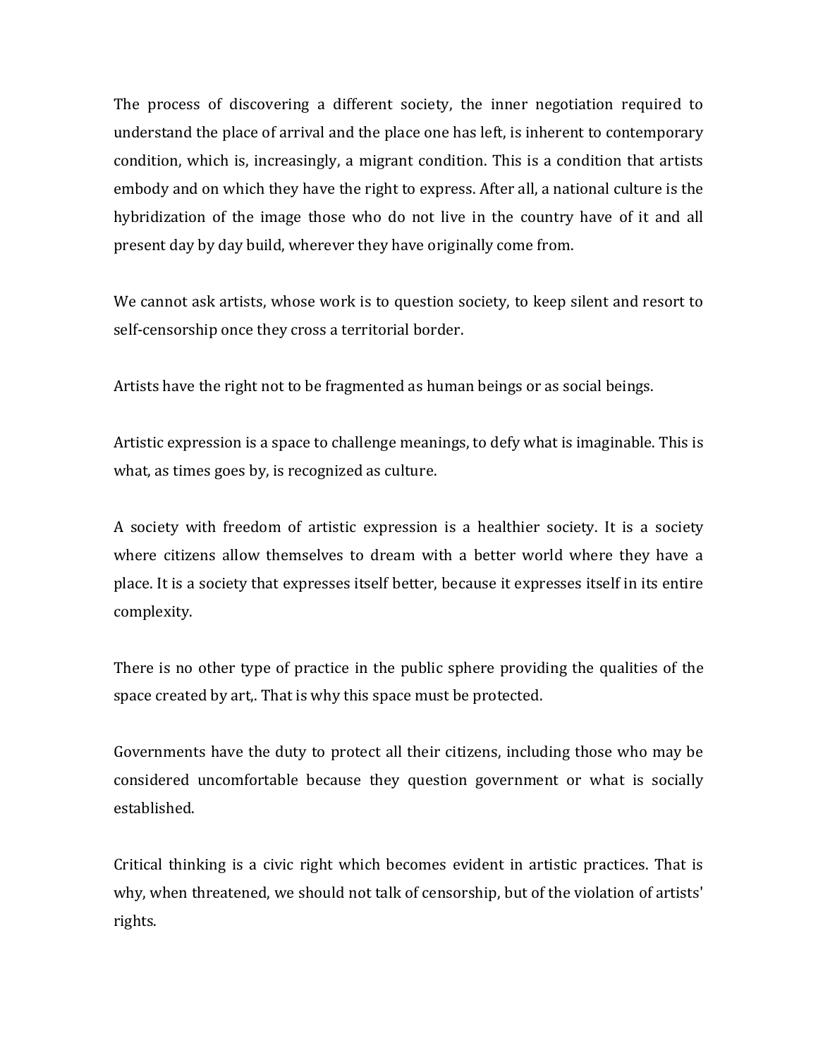The process of discovering a different society, the inner negotiation required to understand the place of arrival and the place one has left, is inherent to contemporary condition, which is, increasingly, a migrant condition. This is a condition that artists embody and on which they have the right to express. After all, a national culture is the hybridization of the image those who do not live in the country have of it and all present day by day build, wherever they have originally come from.

We cannot ask artists, whose work is to question society, to keep silent and resort to self-censorship once they cross a territorial border.

Artists have the right not to be fragmented as human beings or as social beings.

Artistic expression is a space to challenge meanings, to defy what is imaginable. This is what, as times goes by, is recognized as culture.

A society with freedom of artistic expression is a healthier society. It is a society where citizens allow themselves to dream with a better world where they have a place. It is a society that expresses itself better, because it expresses itself in its entire complexity.

There is no other type of practice in the public sphere providing the qualities of the space created by art,. That is why this space must be protected.

Governments have the duty to protect all their citizens, including those who may be considered uncomfortable because they question government or what is socially established.

Critical thinking is a civic right which becomes evident in artistic practices. That is why, when threatened, we should not talk of censorship, but of the violation of artists' rights.